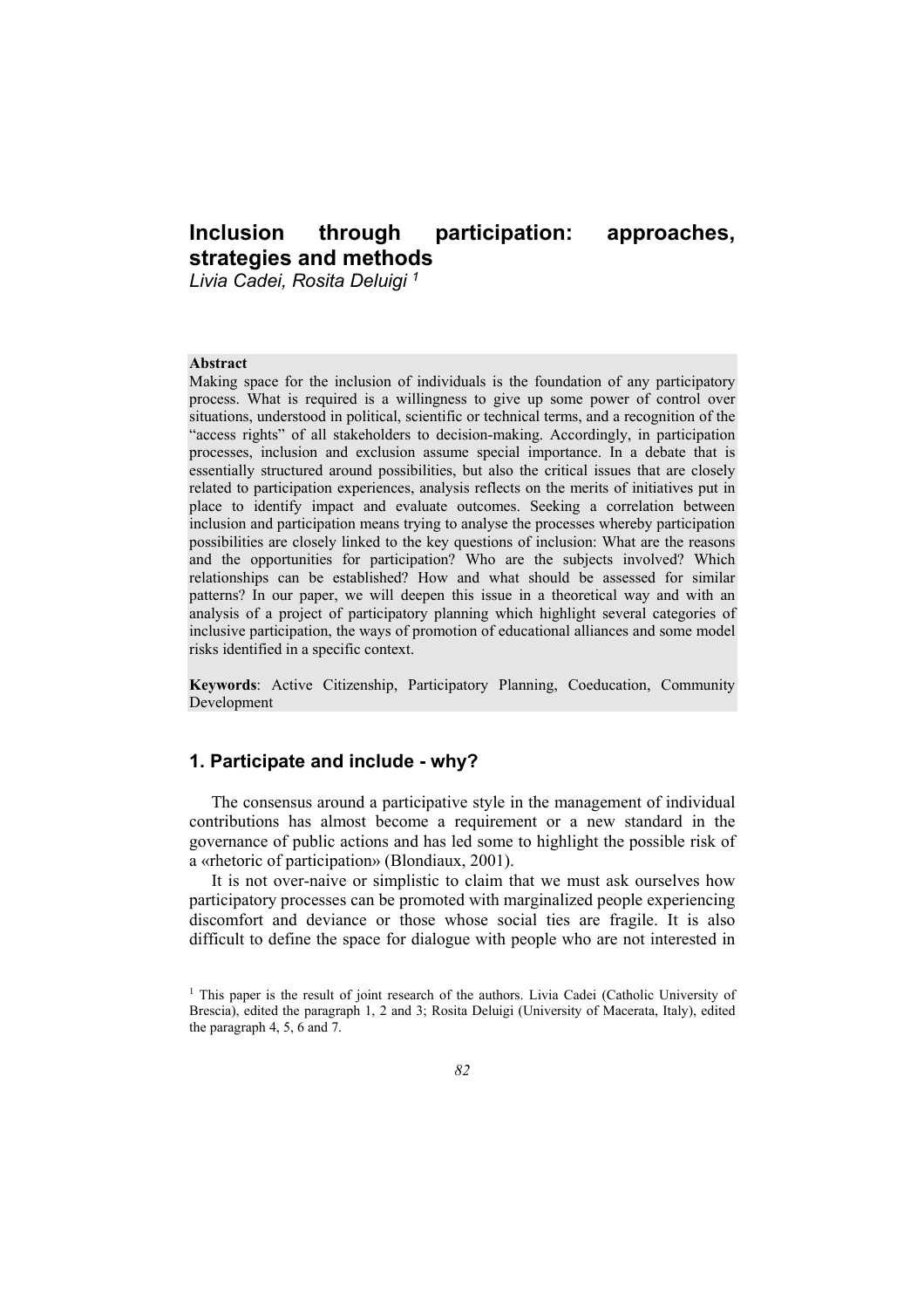# Inclusion through participation: approaches, strategies and methods

*Livia Cadei, Rosita Deluigi* [1]

**Abstract**

Making space for the inclusion of individuals is the foundation of any participatory process. What is required is a willingness to give up some power of control over situations, understood in political, scientific or technical terms, and a recognition of the "access rights" of all stakeholders to decision-making. Accordingly, in participation processes, inclusion and exclusion assume special importance. In a debate that is essentially structured around possibilities, but also the critical issues that are closely related to participation experiences, analysis reflects on the merits of initiatives put in place to identify impact and evaluate outcomes. Seeking a correlation between inclusion and participation means trying to analyse the processes whereby participation possibilities are closely linked to the key questions of inclusion: What are the reasons and the opportunities for participation? Who are the subjects involved? Which relationships can be established? How and what should be assessed for similar patterns? In our paper, we will deepen this issue in a theoretical way and with an analysis of a project of participatory planning which highlight several categories of inclusive participation, the ways of promotion of educational alliances and some model risks identified in a specific context.

**Keywords**: Active Citizenship, Participatory Planning, Coeducation, Community Development

## 1. Participate and include - why?

The consensus around a participative style in the management of individual contributions has almost become a requirement or a new standard in the governance of public actions and has led some to highlight the possible risk of a «rhetoric of participation» (Blondiaux, 2001).

It is not over-naive or simplistic to claim that we must ask ourselves how participatory processes can be promoted with marginalized people experiencing discomfort and deviance or those whose social ties are fragile. It is also difficult to define the space for dialogue with people who are not interested in

[1] This paper is the result of joint research of the authors. Livia Cadei (Catholic University of Brescia), edited the paragraph 1, 2 and 3; Rosita Deluigi (University of Macerata, Italy), edited the paragraph 4, 5, 6 and 7.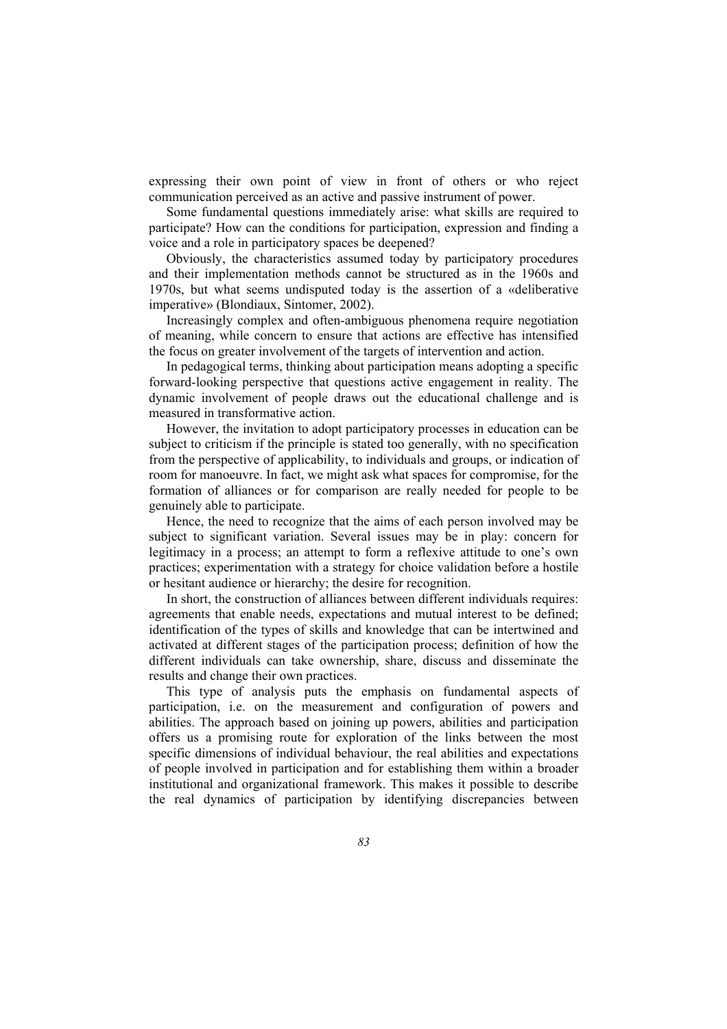expressing their own point of view in front of others or who reject communication perceived as an active and passive instrument of power.

Some fundamental questions immediately arise: what skills are required to participate? How can the conditions for participation, expression and finding a voice and a role in participatory spaces be deepened?

Obviously, the characteristics assumed today by participatory procedures and their implementation methods cannot be structured as in the 1960s and 1970s, but what seems undisputed today is the assertion of a «deliberative imperative» (Blondiaux, Sintomer, 2002).

Increasingly complex and often-ambiguous phenomena require negotiation of meaning, while concern to ensure that actions are effective has intensified the focus on greater involvement of the targets of intervention and action.

In pedagogical terms, thinking about participation means adopting a specific forward-looking perspective that questions active engagement in reality. The dynamic involvement of people draws out the educational challenge and is measured in transformative action.

However, the invitation to adopt participatory processes in education can be subject to criticism if the principle is stated too generally, with no specification from the perspective of applicability, to individuals and groups, or indication of room for manoeuvre. In fact, we might ask what spaces for compromise, for the formation of alliances or for comparison are really needed for people to be genuinely able to participate.

Hence, the need to recognize that the aims of each person involved may be subject to significant variation. Several issues may be in play: concern for legitimacy in a process; an attempt to form a reflexive attitude to one's own practices; experimentation with a strategy for choice validation before a hostile or hesitant audience or hierarchy; the desire for recognition.

In short, the construction of alliances between different individuals requires: agreements that enable needs, expectations and mutual interest to be defined; identification of the types of skills and knowledge that can be intertwined and activated at different stages of the participation process; definition of how the different individuals can take ownership, share, discuss and disseminate the results and change their own practices.

This type of analysis puts the emphasis on fundamental aspects of participation, i.e. on the measurement and configuration of powers and abilities. The approach based on joining up powers, abilities and participation offers us a promising route for exploration of the links between the most specific dimensions of individual behaviour, the real abilities and expectations of people involved in participation and for establishing them within a broader institutional and organizational framework. This makes it possible to describe the real dynamics of participation by identifying discrepancies between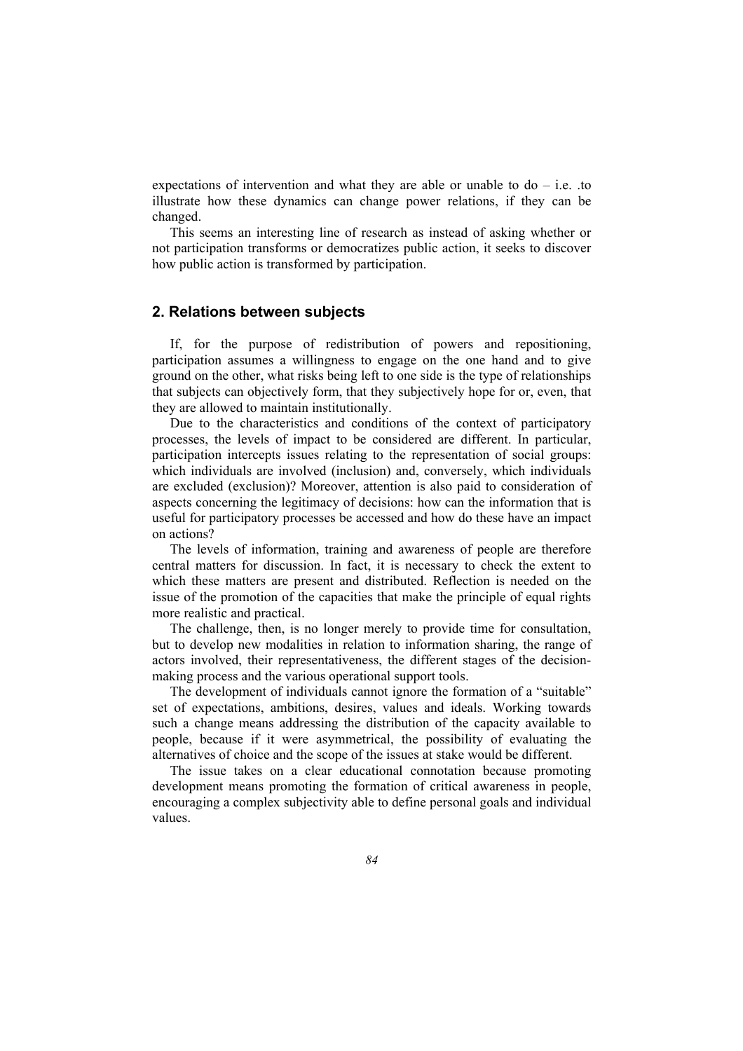expectations of intervention and what they are able or unable to do – i.e. .to illustrate how these dynamics can change power relations, if they can be changed.

This seems an interesting line of research as instead of asking whether or not participation transforms or democratizes public action, it seeks to discover how public action is transformed by participation.

## 2. Relations between subjects

If, for the purpose of redistribution of powers and repositioning, participation assumes a willingness to engage on the one hand and to give ground on the other, what risks being left to one side is the type of relationships that subjects can objectively form, that they subjectively hope for or, even, that they are allowed to maintain institutionally.

Due to the characteristics and conditions of the context of participatory processes, the levels of impact to be considered are different. In particular, participation intercepts issues relating to the representation of social groups: which individuals are involved (inclusion) and, conversely, which individuals are excluded (exclusion)? Moreover, attention is also paid to consideration of aspects concerning the legitimacy of decisions: how can the information that is useful for participatory processes be accessed and how do these have an impact on actions?

The levels of information, training and awareness of people are therefore central matters for discussion. In fact, it is necessary to check the extent to which these matters are present and distributed. Reflection is needed on the issue of the promotion of the capacities that make the principle of equal rights more realistic and practical.

The challenge, then, is no longer merely to provide time for consultation, but to develop new modalities in relation to information sharing, the range of actors involved, their representativeness, the different stages of the decision-making process and the various operational support tools.

The development of individuals cannot ignore the formation of a "suitable" set of expectations, ambitions, desires, values and ideals. Working towards such a change means addressing the distribution of the capacity available to people, because if it were asymmetrical, the possibility of evaluating the alternatives of choice and the scope of the issues at stake would be different.

The issue takes on a clear educational connotation because promoting development means promoting the formation of critical awareness in people, encouraging a complex subjectivity able to define personal goals and individual values.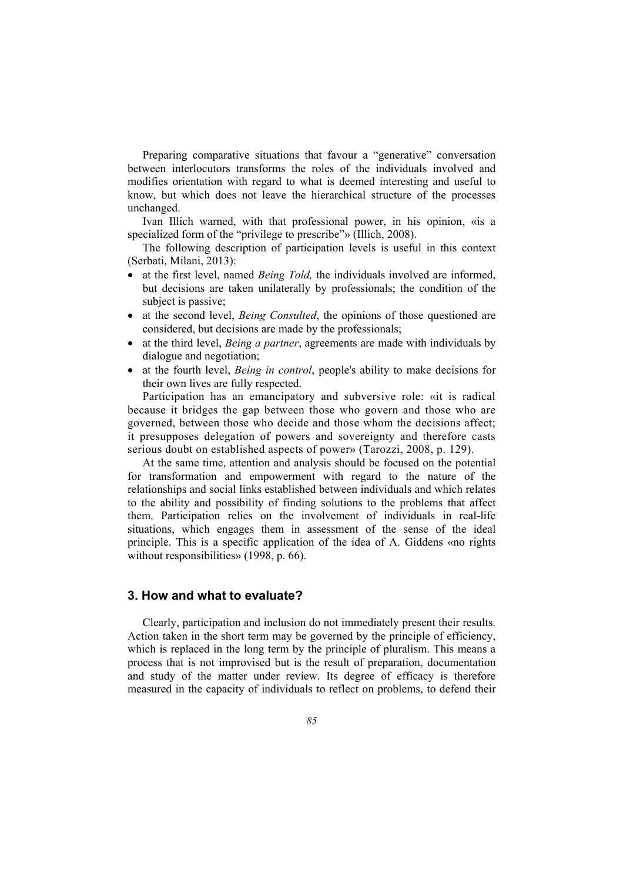Preparing comparative situations that favour a "generative" conversation between interlocutors transforms the roles of the individuals involved and modifies orientation with regard to what is deemed interesting and useful to know, but which does not leave the hierarchical structure of the processes unchanged.

Ivan Illich warned, with that professional power, in his opinion, «is a specialized form of the "privilege to prescribe"» (Illich, 2008).

The following description of participation levels is useful in this context (Serbati, Milani, 2013):

- at the first level, named *Being Told,* the individuals involved are informed, but decisions are taken unilaterally by professionals; the condition of the subject is passive;
- at the second level, *Being Consulted*, the opinions of those questioned are considered, but decisions are made by the professionals;
- at the third level, *Being a partner*, agreements are made with individuals by dialogue and negotiation;
- at the fourth level, *Being in control*, people's ability to make decisions for their own lives are fully respected.

Participation has an emancipatory and subversive role: «it is radical because it bridges the gap between those who govern and those who are governed, between those who decide and those whom the decisions affect; it presupposes delegation of powers and sovereignty and therefore casts serious doubt on established aspects of power» (Tarozzi, 2008, p. 129).

At the same time, attention and analysis should be focused on the potential for transformation and empowerment with regard to the nature of the relationships and social links established between individuals and which relates to the ability and possibility of finding solutions to the problems that affect them. Participation relies on the involvement of individuals in real-life situations, which engages them in assessment of the sense of the ideal principle. This is a specific application of the idea of A. Giddens «no rights without responsibilities» (1998, p. 66).

## 3. How and what to evaluate?

Clearly, participation and inclusion do not immediately present their results. Action taken in the short term may be governed by the principle of efficiency, which is replaced in the long term by the principle of pluralism. This means a process that is not improvised but is the result of preparation, documentation and study of the matter under review. Its degree of efficacy is therefore measured in the capacity of individuals to reflect on problems, to defend their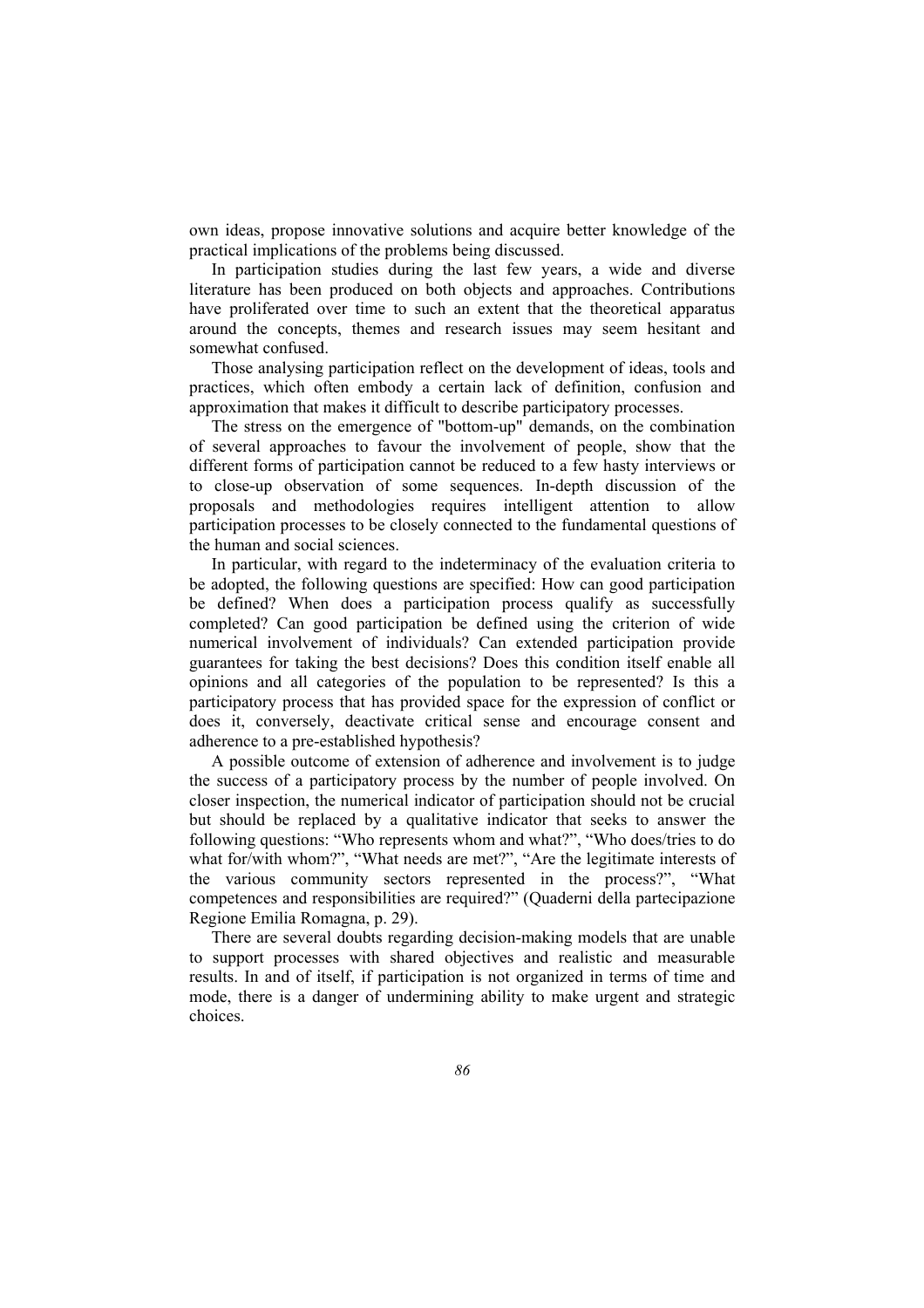own ideas, propose innovative solutions and acquire better knowledge of the practical implications of the problems being discussed.

In participation studies during the last few years, a wide and diverse literature has been produced on both objects and approaches. Contributions have proliferated over time to such an extent that the theoretical apparatus around the concepts, themes and research issues may seem hesitant and somewhat confused.

Those analysing participation reflect on the development of ideas, tools and practices, which often embody a certain lack of definition, confusion and approximation that makes it difficult to describe participatory processes.

The stress on the emergence of "bottom-up" demands, on the combination of several approaches to favour the involvement of people, show that the different forms of participation cannot be reduced to a few hasty interviews or to close-up observation of some sequences. In-depth discussion of the proposals and methodologies requires intelligent attention to allow participation processes to be closely connected to the fundamental questions of the human and social sciences.

In particular, with regard to the indeterminacy of the evaluation criteria to be adopted, the following questions are specified: How can good participation be defined? When does a participation process qualify as successfully completed? Can good participation be defined using the criterion of wide numerical involvement of individuals? Can extended participation provide guarantees for taking the best decisions? Does this condition itself enable all opinions and all categories of the population to be represented? Is this a participatory process that has provided space for the expression of conflict or does it, conversely, deactivate critical sense and encourage consent and adherence to a pre-established hypothesis?

A possible outcome of extension of adherence and involvement is to judge the success of a participatory process by the number of people involved. On closer inspection, the numerical indicator of participation should not be crucial but should be replaced by a qualitative indicator that seeks to answer the following questions: “Who represents whom and what?”, “Who does/tries to do what for/with whom?”, “What needs are met?”, “Are the legitimate interests of the various community sectors represented in the process?”, “What competences and responsibilities are required?” (Quaderni della partecipazione Regione Emilia Romagna, p. 29).

There are several doubts regarding decision-making models that are unable to support processes with shared objectives and realistic and measurable results. In and of itself, if participation is not organized in terms of time and mode, there is a danger of undermining ability to make urgent and strategic choices.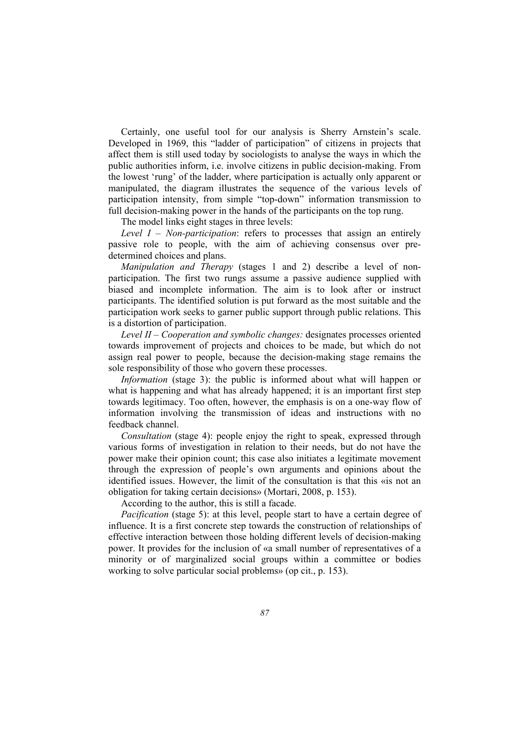Certainly, one useful tool for our analysis is Sherry Arnstein's scale. Developed in 1969, this "ladder of participation" of citizens in projects that affect them is still used today by sociologists to analyse the ways in which the public authorities inform, i.e. involve citizens in public decision-making. From the lowest 'rung' of the ladder, where participation is actually only apparent or manipulated, the diagram illustrates the sequence of the various levels of participation intensity, from simple "top-down" information transmission to full decision-making power in the hands of the participants on the top rung.

The model links eight stages in three levels:

*Level I – Non-participation*: refers to processes that assign an entirely passive role to people, with the aim of achieving consensus over pre-determined choices and plans.

*Manipulation and Therapy* (stages 1 and 2) describe a level of non-participation. The first two rungs assume a passive audience supplied with biased and incomplete information. The aim is to look after or instruct participants. The identified solution is put forward as the most suitable and the participation work seeks to garner public support through public relations. This is a distortion of participation.

*Level II – Cooperation and symbolic changes:* designates processes oriented towards improvement of projects and choices to be made, but which do not assign real power to people, because the decision-making stage remains the sole responsibility of those who govern these processes.

*Information* (stage 3): the public is informed about what will happen or what is happening and what has already happened; it is an important first step towards legitimacy. Too often, however, the emphasis is on a one-way flow of information involving the transmission of ideas and instructions with no feedback channel.

*Consultation* (stage 4): people enjoy the right to speak, expressed through various forms of investigation in relation to their needs, but do not have the power make their opinion count; this case also initiates a legitimate movement through the expression of people's own arguments and opinions about the identified issues. However, the limit of the consultation is that this «is not an obligation for taking certain decisions» (Mortari, 2008, p. 153).

According to the author, this is still a facade.

*Pacification* (stage 5): at this level, people start to have a certain degree of influence. It is a first concrete step towards the construction of relationships of effective interaction between those holding different levels of decision-making power. It provides for the inclusion of «a small number of representatives of a minority or of marginalized social groups within a committee or bodies working to solve particular social problems» (op cit., p. 153).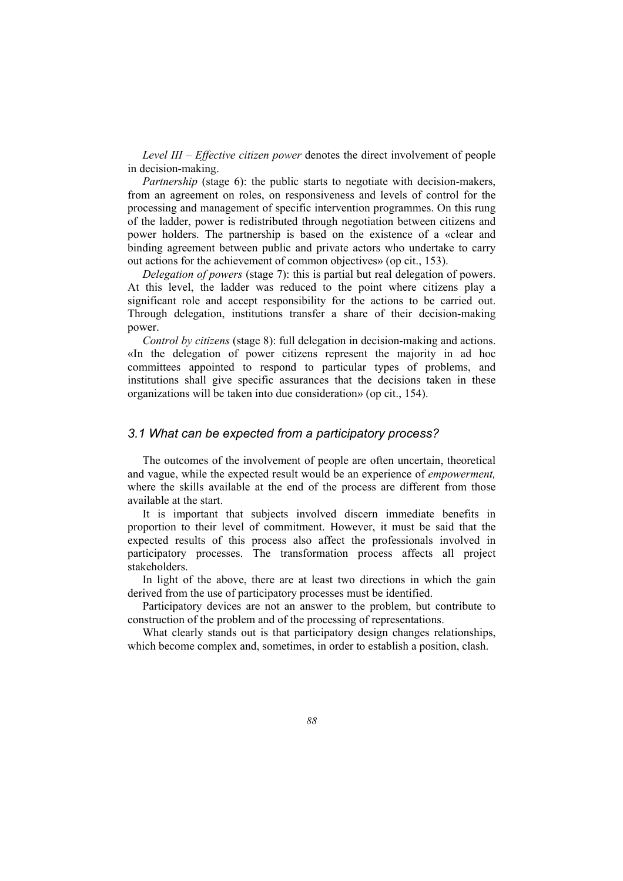*Level III – Effective citizen power* denotes the direct involvement of people in decision-making.

*Partnership* (stage 6): the public starts to negotiate with decision-makers, from an agreement on roles, on responsiveness and levels of control for the processing and management of specific intervention programmes. On this rung of the ladder, power is redistributed through negotiation between citizens and power holders. The partnership is based on the existence of a «clear and binding agreement between public and private actors who undertake to carry out actions for the achievement of common objectives» (op cit., 153).

*Delegation of powers* (stage 7): this is partial but real delegation of powers. At this level, the ladder was reduced to the point where citizens play a significant role and accept responsibility for the actions to be carried out. Through delegation, institutions transfer a share of their decision-making power.

*Control by citizens* (stage 8): full delegation in decision-making and actions. «In the delegation of power citizens represent the majority in ad hoc committees appointed to respond to particular types of problems, and institutions shall give specific assurances that the decisions taken in these organizations will be taken into due consideration» (op cit., 154).

### *3.1 What can be expected from a participatory process?*

The outcomes of the involvement of people are often uncertain, theoretical and vague, while the expected result would be an experience of *empowerment,* where the skills available at the end of the process are different from those available at the start.

It is important that subjects involved discern immediate benefits in proportion to their level of commitment. However, it must be said that the expected results of this process also affect the professionals involved in participatory processes. The transformation process affects all project stakeholders.

In light of the above, there are at least two directions in which the gain derived from the use of participatory processes must be identified.

Participatory devices are not an answer to the problem, but contribute to construction of the problem and of the processing of representations.

What clearly stands out is that participatory design changes relationships, which become complex and, sometimes, in order to establish a position, clash.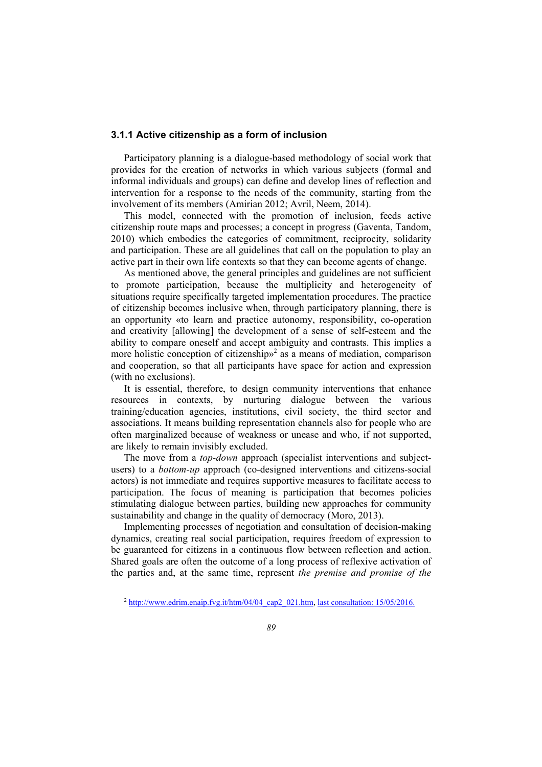### 3.1.1 Active citizenship as a form of inclusion

Participatory planning is a dialogue-based methodology of social work that provides for the creation of networks in which various subjects (formal and informal individuals and groups) can define and develop lines of reflection and intervention for a response to the needs of the community, starting from the involvement of its members (Amirian 2012; Avril, Neem, 2014).

This model, connected with the promotion of inclusion, feeds active citizenship route maps and processes; a concept in progress (Gaventa, Tandom, 2010) which embodies the categories of commitment, reciprocity, solidarity and participation. These are all guidelines that call on the population to play an active part in their own life contexts so that they can become agents of change.

As mentioned above, the general principles and guidelines are not sufficient to promote participation, because the multiplicity and heterogeneity of situations require specifically targeted implementation procedures. The practice of citizenship becomes inclusive when, through participatory planning, there is an opportunity «to learn and practice autonomy, responsibility, co-operation and creativity [allowing] the development of a sense of self-esteem and the ability to compare oneself and accept ambiguity and contrasts. This implies a more holistic conception of citizenship»[2] as a means of mediation, comparison and cooperation, so that all participants have space for action and expression (with no exclusions).

It is essential, therefore, to design community interventions that enhance resources in contexts, by nurturing dialogue between the various training/education agencies, institutions, civil society, the third sector and associations. It means building representation channels also for people who are often marginalized because of weakness or unease and who, if not supported, are likely to remain invisibly excluded.

The move from a *top-down* approach (specialist interventions and subject-users) to a *bottom-up* approach (co-designed interventions and citizens-social actors) is not immediate and requires supportive measures to facilitate access to participation. The focus of meaning is participation that becomes policies stimulating dialogue between parties, building new approaches for community sustainability and change in the quality of democracy (Moro, 2013).

Implementing processes of negotiation and consultation of decision-making dynamics, creating real social participation, requires freedom of expression to be guaranteed for citizens in a continuous flow between reflection and action. Shared goals are often the outcome of a long process of reflexive activation of the parties and, at the same time, represent *the premise and promise of the*

[2] http://www.edrim.enaip.fvg.it/htm/04/04_cap2_021.htm, last consultation: 15/05/2016.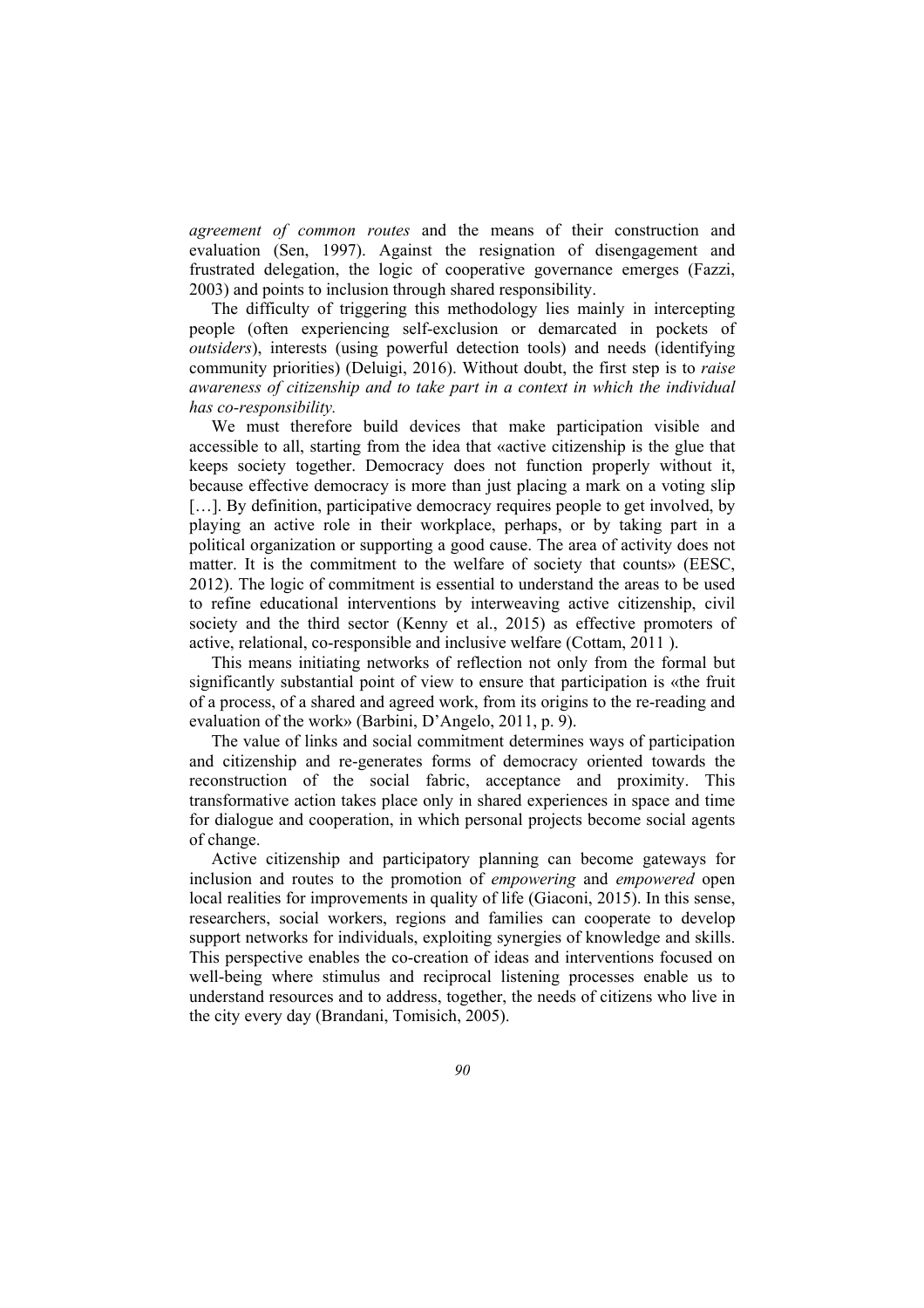*agreement of common routes* and the means of their construction and evaluation (Sen, 1997). Against the resignation of disengagement and frustrated delegation, the logic of cooperative governance emerges (Fazzi, 2003) and points to inclusion through shared responsibility.

The difficulty of triggering this methodology lies mainly in intercepting people (often experiencing self-exclusion or demarcated in pockets of *outsiders*), interests (using powerful detection tools) and needs (identifying community priorities) (Deluigi, 2016). Without doubt, the first step is to *raise awareness of citizenship and to take part in a context in which the individual has co-responsibility.*

We must therefore build devices that make participation visible and accessible to all, starting from the idea that «active citizenship is the glue that keeps society together. Democracy does not function properly without it, because effective democracy is more than just placing a mark on a voting slip […]. By definition, participative democracy requires people to get involved, by playing an active role in their workplace, perhaps, or by taking part in a political organization or supporting a good cause. The area of activity does not matter. It is the commitment to the welfare of society that counts» (EESC, 2012). The logic of commitment is essential to understand the areas to be used to refine educational interventions by interweaving active citizenship, civil society and the third sector (Kenny et al., 2015) as effective promoters of active, relational, co-responsible and inclusive welfare (Cottam, 2011 ).

This means initiating networks of reflection not only from the formal but significantly substantial point of view to ensure that participation is «the fruit of a process, of a shared and agreed work, from its origins to the re-reading and evaluation of the work» (Barbini, D'Angelo, 2011, p. 9).

The value of links and social commitment determines ways of participation and citizenship and re-generates forms of democracy oriented towards the reconstruction of the social fabric, acceptance and proximity. This transformative action takes place only in shared experiences in space and time for dialogue and cooperation, in which personal projects become social agents of change.

Active citizenship and participatory planning can become gateways for inclusion and routes to the promotion of *empowering* and *empowered* open local realities for improvements in quality of life (Giaconi, 2015). In this sense, researchers, social workers, regions and families can cooperate to develop support networks for individuals, exploiting synergies of knowledge and skills. This perspective enables the co-creation of ideas and interventions focused on well-being where stimulus and reciprocal listening processes enable us to understand resources and to address, together, the needs of citizens who live in the city every day (Brandani, Tomisich, 2005).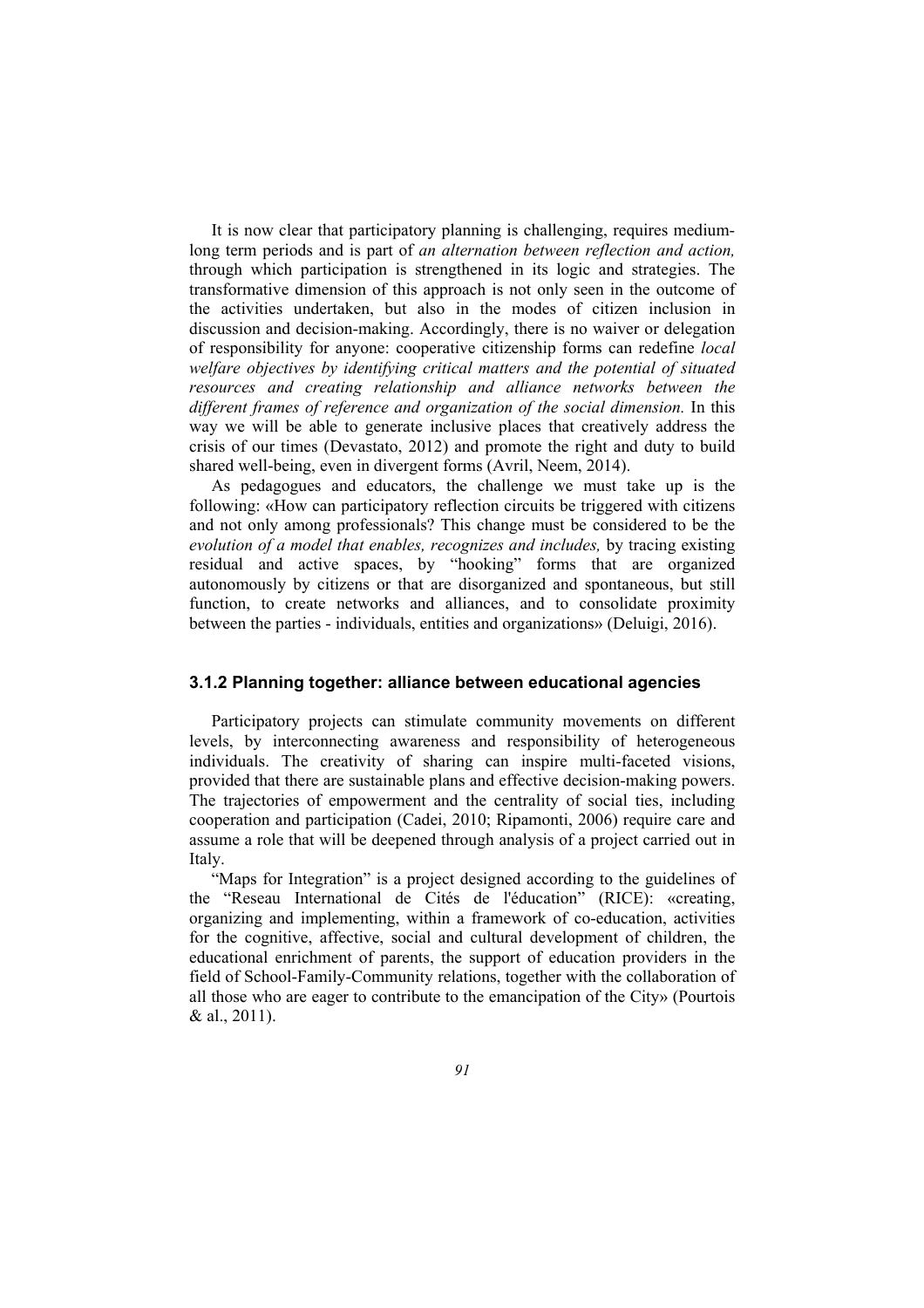It is now clear that participatory planning is challenging, requires medium-long term periods and is part of *an alternation between reflection and action,* through which participation is strengthened in its logic and strategies. The transformative dimension of this approach is not only seen in the outcome of the activities undertaken, but also in the modes of citizen inclusion in discussion and decision-making. Accordingly, there is no waiver or delegation of responsibility for anyone: cooperative citizenship forms can redefine *local welfare objectives by identifying critical matters and the potential of situated resources and creating relationship and alliance networks between the different frames of reference and organization of the social dimension.* In this way we will be able to generate inclusive places that creatively address the crisis of our times (Devastato, 2012) and promote the right and duty to build shared well-being, even in divergent forms (Avril, Neem, 2014).

As pedagogues and educators, the challenge we must take up is the following: «How can participatory reflection circuits be triggered with citizens and not only among professionals? This change must be considered to be the *evolution of a model that enables, recognizes and includes,* by tracing existing residual and active spaces, by "hooking" forms that are organized autonomously by citizens or that are disorganized and spontaneous, but still function, to create networks and alliances, and to consolidate proximity between the parties - individuals, entities and organizations» (Deluigi, 2016).

### 3.1.2 Planning together: alliance between educational agencies

Participatory projects can stimulate community movements on different levels, by interconnecting awareness and responsibility of heterogeneous individuals. The creativity of sharing can inspire multi-faceted visions, provided that there are sustainable plans and effective decision-making powers. The trajectories of empowerment and the centrality of social ties, including cooperation and participation (Cadei, 2010; Ripamonti, 2006) require care and assume a role that will be deepened through analysis of a project carried out in Italy.

"Maps for Integration" is a project designed according to the guidelines of the "Reseau International de Cités de l'éducation" (RICE): «creating, organizing and implementing, within a framework of co-education, activities for the cognitive, affective, social and cultural development of children, the educational enrichment of parents, the support of education providers in the field of School-Family-Community relations, together with the collaboration of all those who are eager to contribute to the emancipation of the City» (Pourtois & al., 2011).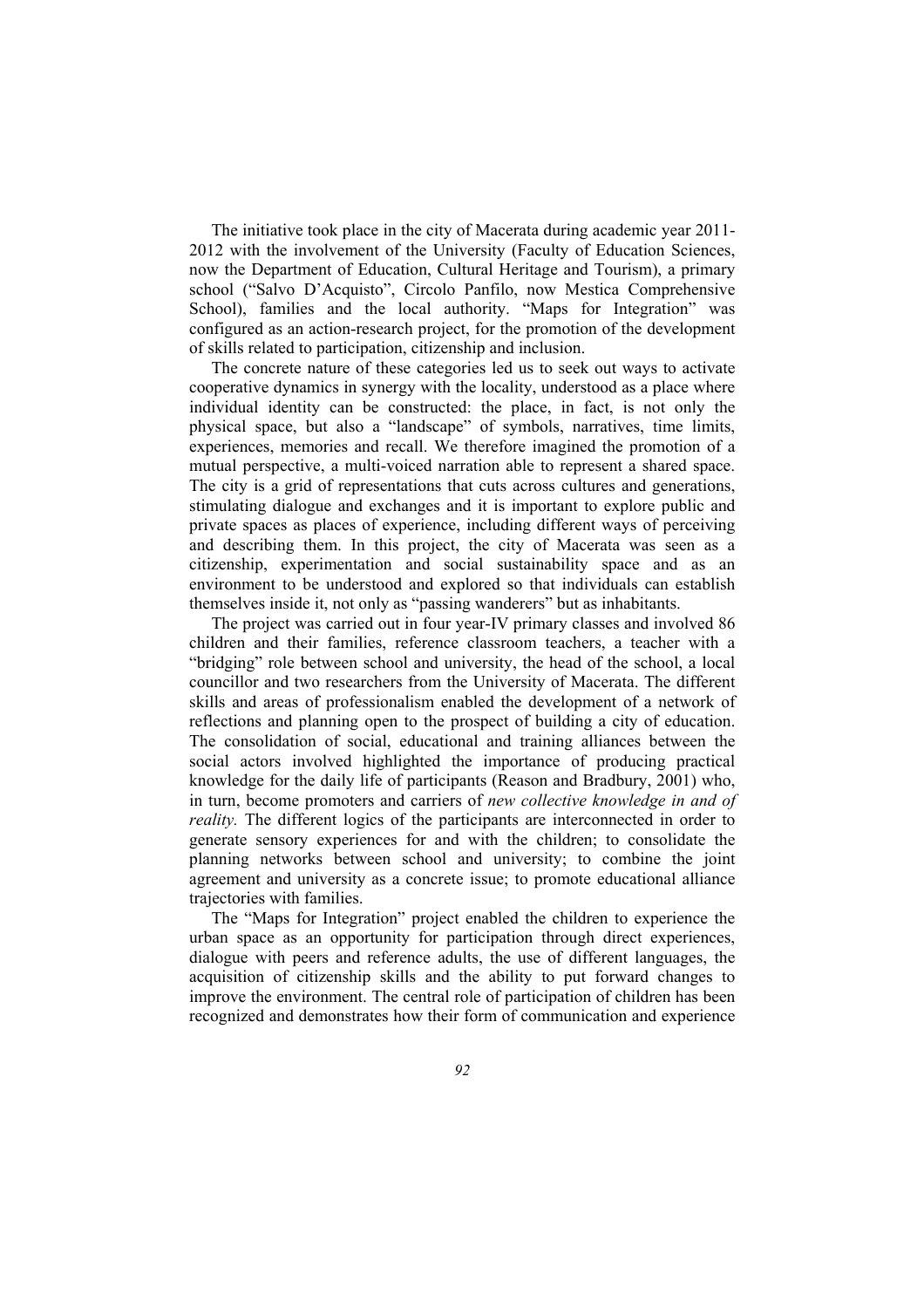The initiative took place in the city of Macerata during academic year 2011-2012 with the involvement of the University (Faculty of Education Sciences, now the Department of Education, Cultural Heritage and Tourism), a primary school ("Salvo D'Acquisto", Circolo Panfilo, now Mestica Comprehensive School), families and the local authority. "Maps for Integration" was configured as an action-research project, for the promotion of the development of skills related to participation, citizenship and inclusion.

The concrete nature of these categories led us to seek out ways to activate cooperative dynamics in synergy with the locality, understood as a place where individual identity can be constructed: the place, in fact, is not only the physical space, but also a "landscape" of symbols, narratives, time limits, experiences, memories and recall. We therefore imagined the promotion of a mutual perspective, a multi-voiced narration able to represent a shared space. The city is a grid of representations that cuts across cultures and generations, stimulating dialogue and exchanges and it is important to explore public and private spaces as places of experience, including different ways of perceiving and describing them. In this project, the city of Macerata was seen as a citizenship, experimentation and social sustainability space and as an environment to be understood and explored so that individuals can establish themselves inside it, not only as "passing wanderers" but as inhabitants.

The project was carried out in four year-IV primary classes and involved 86 children and their families, reference classroom teachers, a teacher with a "bridging" role between school and university, the head of the school, a local councillor and two researchers from the University of Macerata. The different skills and areas of professionalism enabled the development of a network of reflections and planning open to the prospect of building a city of education. The consolidation of social, educational and training alliances between the social actors involved highlighted the importance of producing practical knowledge for the daily life of participants (Reason and Bradbury, 2001) who, in turn, become promoters and carriers of *new collective knowledge in and of reality.* The different logics of the participants are interconnected in order to generate sensory experiences for and with the children; to consolidate the planning networks between school and university; to combine the joint agreement and university as a concrete issue; to promote educational alliance trajectories with families.

The "Maps for Integration" project enabled the children to experience the urban space as an opportunity for participation through direct experiences, dialogue with peers and reference adults, the use of different languages, the acquisition of citizenship skills and the ability to put forward changes to improve the environment. The central role of participation of children has been recognized and demonstrates how their form of communication and experience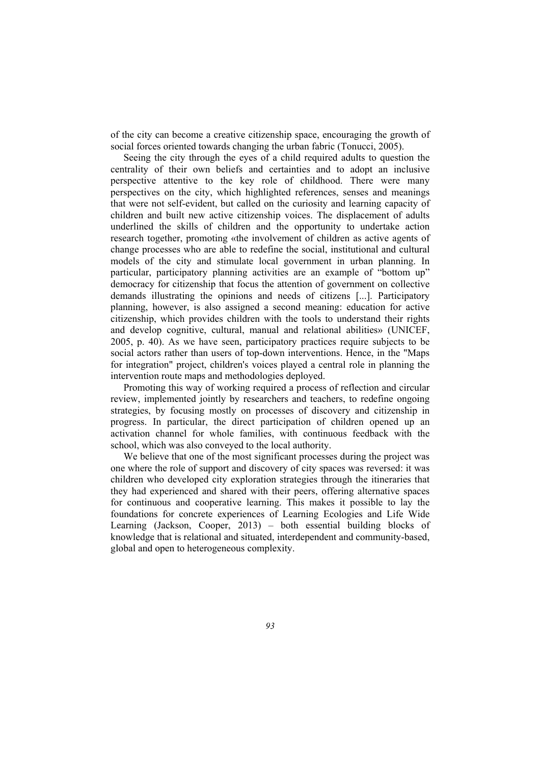of the city can become a creative citizenship space, encouraging the growth of social forces oriented towards changing the urban fabric (Tonucci, 2005).

Seeing the city through the eyes of a child required adults to question the centrality of their own beliefs and certainties and to adopt an inclusive perspective attentive to the key role of childhood. There were many perspectives on the city, which highlighted references, senses and meanings that were not self-evident, but called on the curiosity and learning capacity of children and built new active citizenship voices. The displacement of adults underlined the skills of children and the opportunity to undertake action research together, promoting «the involvement of children as active agents of change processes who are able to redefine the social, institutional and cultural models of the city and stimulate local government in urban planning. In particular, participatory planning activities are an example of "bottom up" democracy for citizenship that focus the attention of government on collective demands illustrating the opinions and needs of citizens [...]. Participatory planning, however, is also assigned a second meaning: education for active citizenship, which provides children with the tools to understand their rights and develop cognitive, cultural, manual and relational abilities» (UNICEF, 2005, p. 40). As we have seen, participatory practices require subjects to be social actors rather than users of top-down interventions. Hence, in the "Maps for integration" project, children's voices played a central role in planning the intervention route maps and methodologies deployed.

Promoting this way of working required a process of reflection and circular review, implemented jointly by researchers and teachers, to redefine ongoing strategies, by focusing mostly on processes of discovery and citizenship in progress. In particular, the direct participation of children opened up an activation channel for whole families, with continuous feedback with the school, which was also conveyed to the local authority.

We believe that one of the most significant processes during the project was one where the role of support and discovery of city spaces was reversed: it was children who developed city exploration strategies through the itineraries that they had experienced and shared with their peers, offering alternative spaces for continuous and cooperative learning. This makes it possible to lay the foundations for concrete experiences of Learning Ecologies and Life Wide Learning (Jackson, Cooper, 2013) – both essential building blocks of knowledge that is relational and situated, interdependent and community-based, global and open to heterogeneous complexity.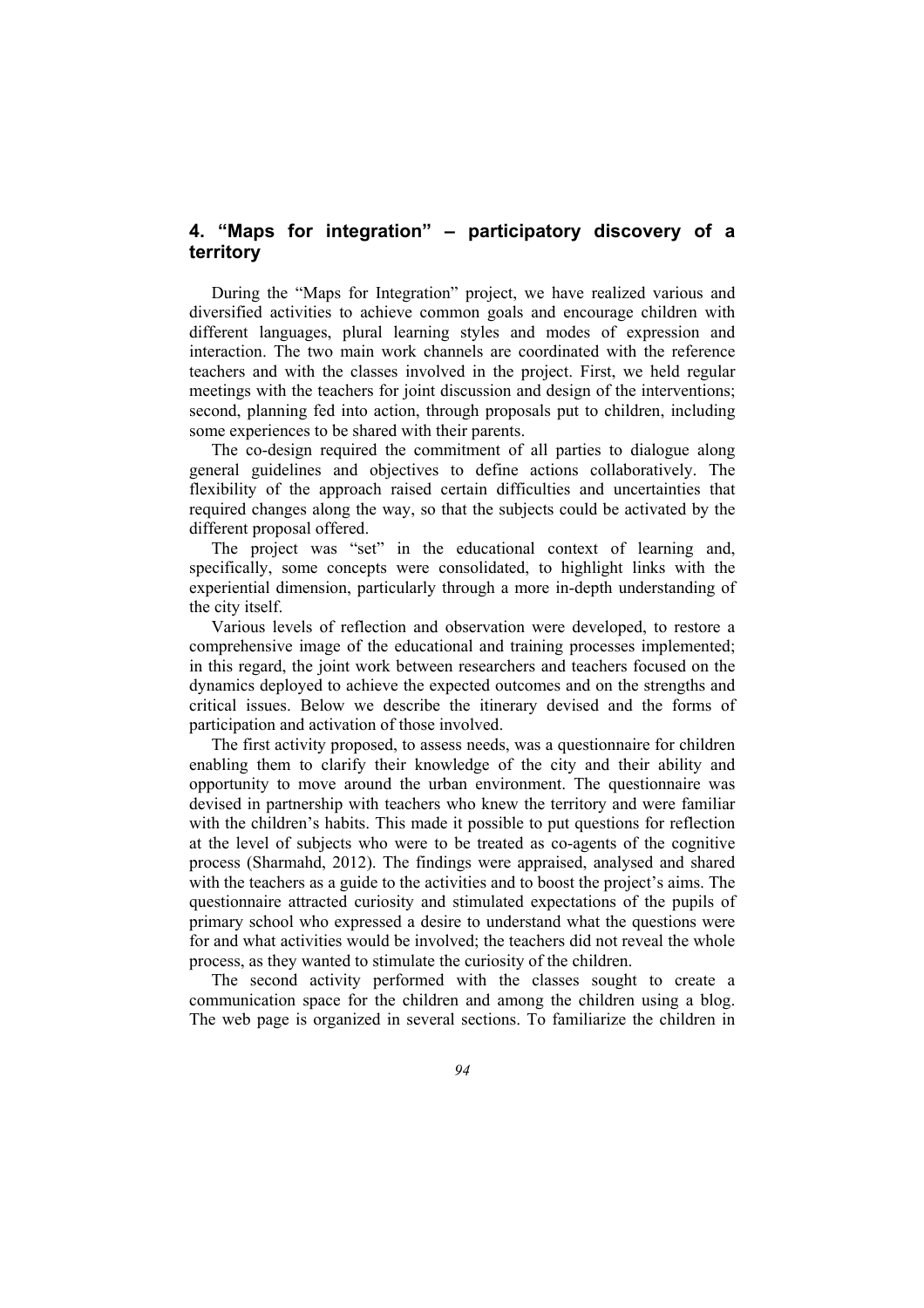## 4. "Maps for integration" – participatory discovery of a territory

During the "Maps for Integration" project, we have realized various and diversified activities to achieve common goals and encourage children with different languages, plural learning styles and modes of expression and interaction. The two main work channels are coordinated with the reference teachers and with the classes involved in the project. First, we held regular meetings with the teachers for joint discussion and design of the interventions; second, planning fed into action, through proposals put to children, including some experiences to be shared with their parents.

The co-design required the commitment of all parties to dialogue along general guidelines and objectives to define actions collaboratively. The flexibility of the approach raised certain difficulties and uncertainties that required changes along the way, so that the subjects could be activated by the different proposal offered.

The project was "set" in the educational context of learning and, specifically, some concepts were consolidated, to highlight links with the experiential dimension, particularly through a more in-depth understanding of the city itself.

Various levels of reflection and observation were developed, to restore a comprehensive image of the educational and training processes implemented; in this regard, the joint work between researchers and teachers focused on the dynamics deployed to achieve the expected outcomes and on the strengths and critical issues. Below we describe the itinerary devised and the forms of participation and activation of those involved.

The first activity proposed, to assess needs, was a questionnaire for children enabling them to clarify their knowledge of the city and their ability and opportunity to move around the urban environment. The questionnaire was devised in partnership with teachers who knew the territory and were familiar with the children's habits. This made it possible to put questions for reflection at the level of subjects who were to be treated as co-agents of the cognitive process (Sharmahd, 2012). The findings were appraised, analysed and shared with the teachers as a guide to the activities and to boost the project's aims. The questionnaire attracted curiosity and stimulated expectations of the pupils of primary school who expressed a desire to understand what the questions were for and what activities would be involved; the teachers did not reveal the whole process, as they wanted to stimulate the curiosity of the children.

The second activity performed with the classes sought to create a communication space for the children and among the children using a blog. The web page is organized in several sections. To familiarize the children in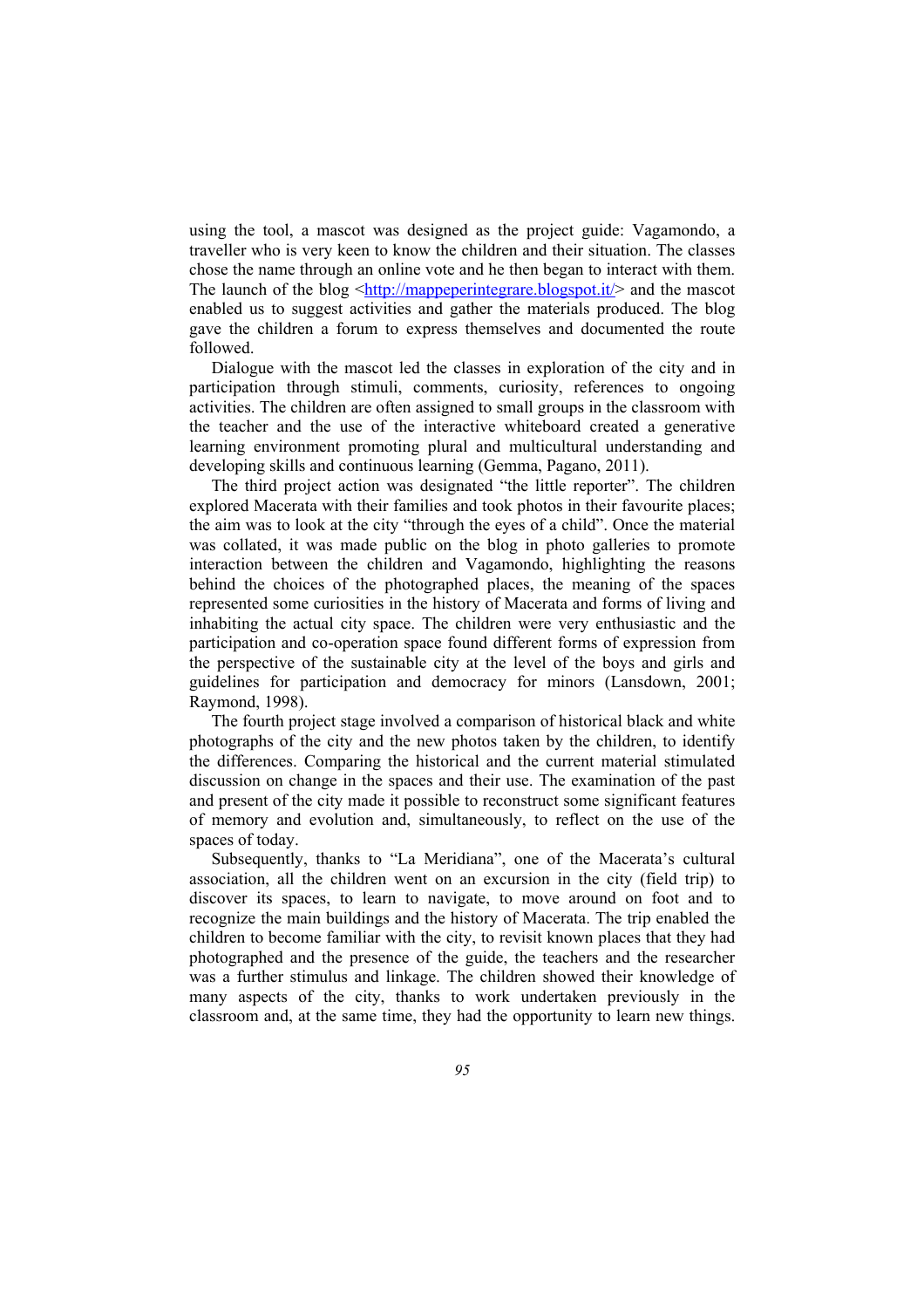using the tool, a mascot was designed as the project guide: Vagamondo, a traveller who is very keen to know the children and their situation. The classes chose the name through an online vote and he then began to interact with them. The launch of the blog <http://mappeperintegrare.blogspot.it/> and the mascot enabled us to suggest activities and gather the materials produced. The blog gave the children a forum to express themselves and documented the route followed.

Dialogue with the mascot led the classes in exploration of the city and in participation through stimuli, comments, curiosity, references to ongoing activities. The children are often assigned to small groups in the classroom with the teacher and the use of the interactive whiteboard created a generative learning environment promoting plural and multicultural understanding and developing skills and continuous learning (Gemma, Pagano, 2011).

The third project action was designated "the little reporter". The children explored Macerata with their families and took photos in their favourite places; the aim was to look at the city "through the eyes of a child". Once the material was collated, it was made public on the blog in photo galleries to promote interaction between the children and Vagamondo, highlighting the reasons behind the choices of the photographed places, the meaning of the spaces represented some curiosities in the history of Macerata and forms of living and inhabiting the actual city space. The children were very enthusiastic and the participation and co-operation space found different forms of expression from the perspective of the sustainable city at the level of the boys and girls and guidelines for participation and democracy for minors (Lansdown, 2001; Raymond, 1998).

The fourth project stage involved a comparison of historical black and white photographs of the city and the new photos taken by the children, to identify the differences. Comparing the historical and the current material stimulated discussion on change in the spaces and their use. The examination of the past and present of the city made it possible to reconstruct some significant features of memory and evolution and, simultaneously, to reflect on the use of the spaces of today.

Subsequently, thanks to "La Meridiana", one of the Macerata's cultural association, all the children went on an excursion in the city (field trip) to discover its spaces, to learn to navigate, to move around on foot and to recognize the main buildings and the history of Macerata. The trip enabled the children to become familiar with the city, to revisit known places that they had photographed and the presence of the guide, the teachers and the researcher was a further stimulus and linkage. The children showed their knowledge of many aspects of the city, thanks to work undertaken previously in the classroom and, at the same time, they had the opportunity to learn new things.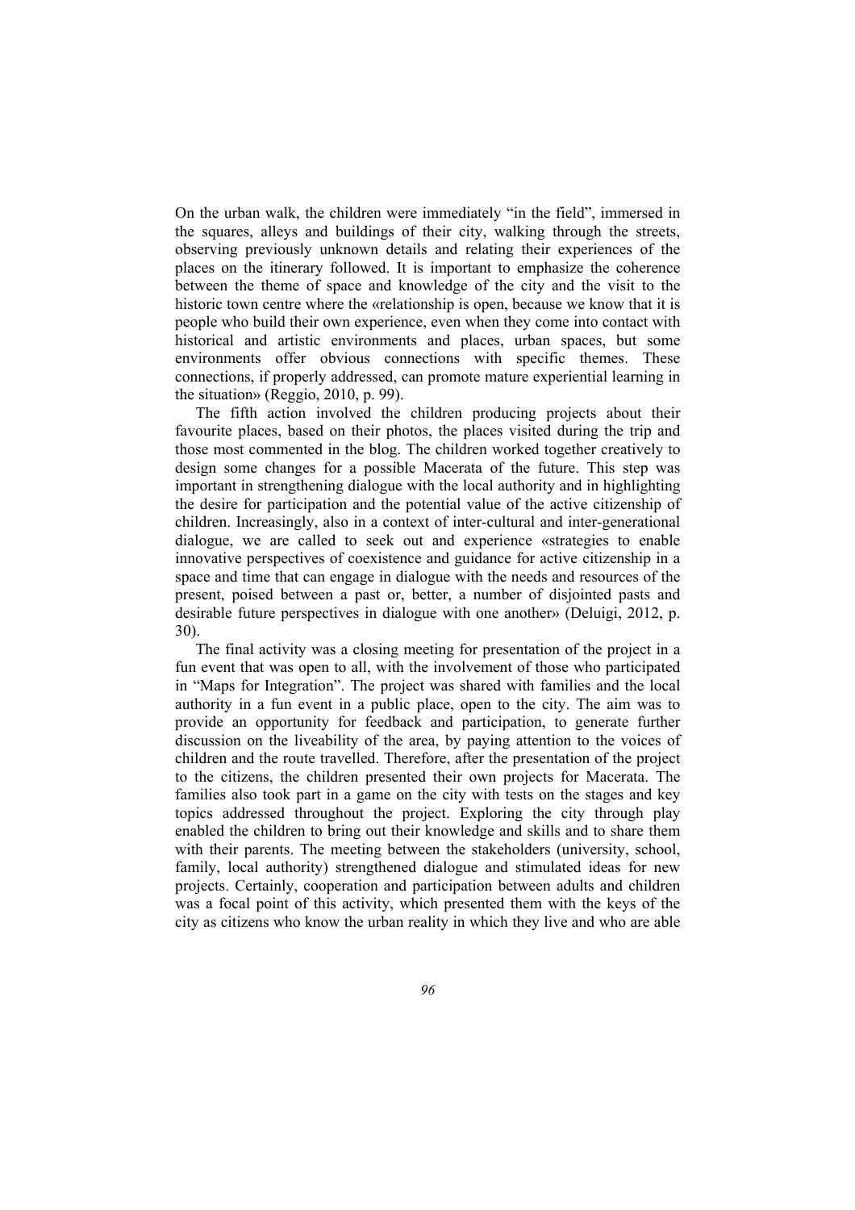On the urban walk, the children were immediately "in the field", immersed in the squares, alleys and buildings of their city, walking through the streets, observing previously unknown details and relating their experiences of the places on the itinerary followed. It is important to emphasize the coherence between the theme of space and knowledge of the city and the visit to the historic town centre where the «relationship is open, because we know that it is people who build their own experience, even when they come into contact with historical and artistic environments and places, urban spaces, but some environments offer obvious connections with specific themes. These connections, if properly addressed, can promote mature experiential learning in the situation» (Reggio, 2010, p. 99).

The fifth action involved the children producing projects about their favourite places, based on their photos, the places visited during the trip and those most commented in the blog. The children worked together creatively to design some changes for a possible Macerata of the future. This step was important in strengthening dialogue with the local authority and in highlighting the desire for participation and the potential value of the active citizenship of children. Increasingly, also in a context of inter-cultural and inter-generational dialogue, we are called to seek out and experience «strategies to enable innovative perspectives of coexistence and guidance for active citizenship in a space and time that can engage in dialogue with the needs and resources of the present, poised between a past or, better, a number of disjointed pasts and desirable future perspectives in dialogue with one another» (Deluigi, 2012, p. 30).

The final activity was a closing meeting for presentation of the project in a fun event that was open to all, with the involvement of those who participated in "Maps for Integration". The project was shared with families and the local authority in a fun event in a public place, open to the city. The aim was to provide an opportunity for feedback and participation, to generate further discussion on the liveability of the area, by paying attention to the voices of children and the route travelled. Therefore, after the presentation of the project to the citizens, the children presented their own projects for Macerata. The families also took part in a game on the city with tests on the stages and key topics addressed throughout the project. Exploring the city through play enabled the children to bring out their knowledge and skills and to share them with their parents. The meeting between the stakeholders (university, school, family, local authority) strengthened dialogue and stimulated ideas for new projects. Certainly, cooperation and participation between adults and children was a focal point of this activity, which presented them with the keys of the city as citizens who know the urban reality in which they live and who are able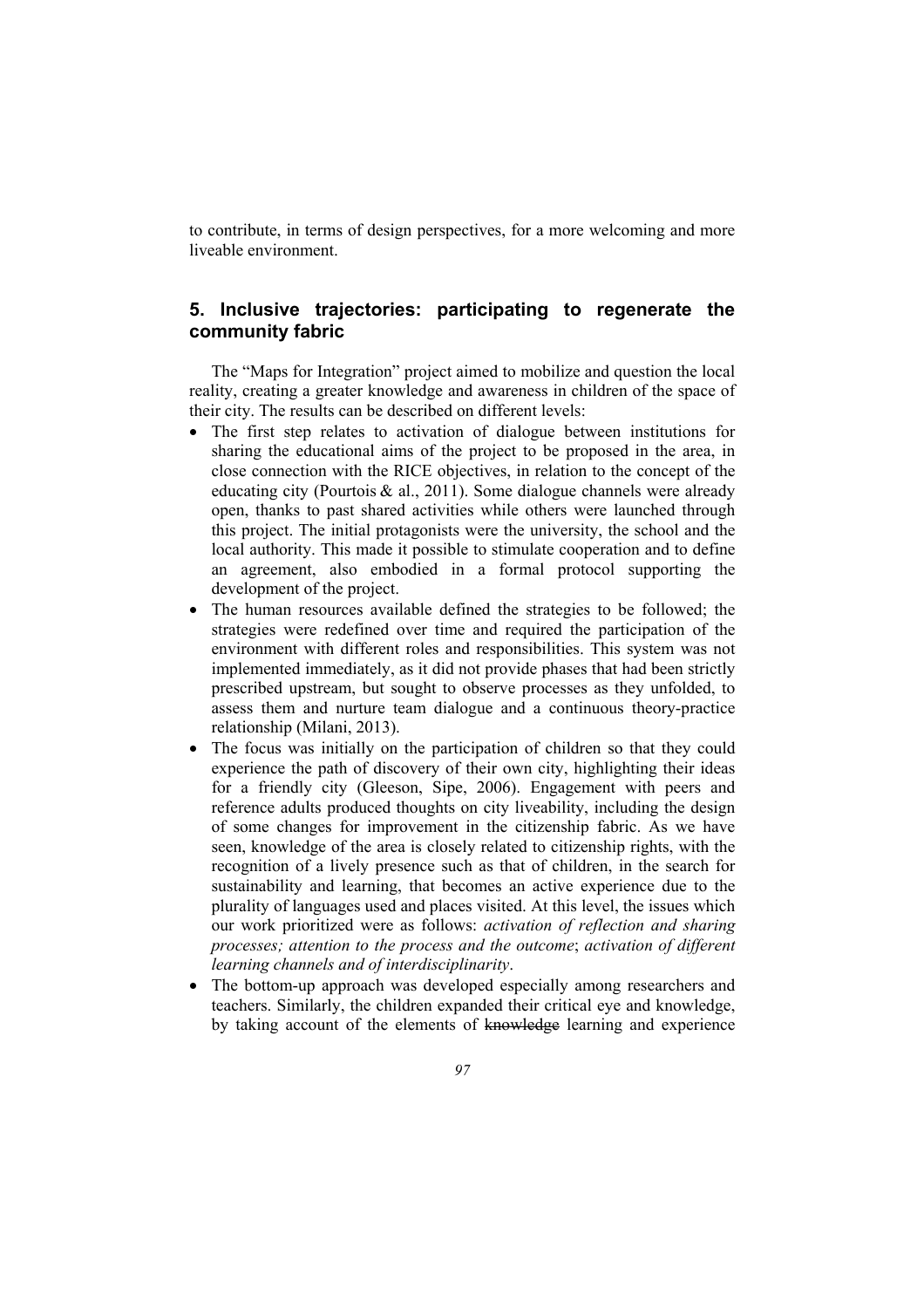to contribute, in terms of design perspectives, for a more welcoming and more liveable environment.

## 5. Inclusive trajectories: participating to regenerate the community fabric

The "Maps for Integration" project aimed to mobilize and question the local reality, creating a greater knowledge and awareness in children of the space of their city. The results can be described on different levels:

- The first step relates to activation of dialogue between institutions for sharing the educational aims of the project to be proposed in the area, in close connection with the RICE objectives, in relation to the concept of the educating city (Pourtois & al., 2011). Some dialogue channels were already open, thanks to past shared activities while others were launched through this project. The initial protagonists were the university, the school and the local authority. This made it possible to stimulate cooperation and to define an agreement, also embodied in a formal protocol supporting the development of the project.
- The human resources available defined the strategies to be followed; the strategies were redefined over time and required the participation of the environment with different roles and responsibilities. This system was not implemented immediately, as it did not provide phases that had been strictly prescribed upstream, but sought to observe processes as they unfolded, to assess them and nurture team dialogue and a continuous theory-practice relationship (Milani, 2013).
- The focus was initially on the participation of children so that they could experience the path of discovery of their own city, highlighting their ideas for a friendly city (Gleeson, Sipe, 2006). Engagement with peers and reference adults produced thoughts on city liveability, including the design of some changes for improvement in the citizenship fabric. As we have seen, knowledge of the area is closely related to citizenship rights, with the recognition of a lively presence such as that of children, in the search for sustainability and learning, that becomes an active experience due to the plurality of languages used and places visited. At this level, the issues which our work prioritized were as follows: *activation of reflection and sharing processes; attention to the process and the outcome*; *activation of different learning channels and of interdisciplinarity*.
- The bottom-up approach was developed especially among researchers and teachers. Similarly, the children expanded their critical eye and knowledge, by taking account of the elements of ~~knowledge~~ learning and experience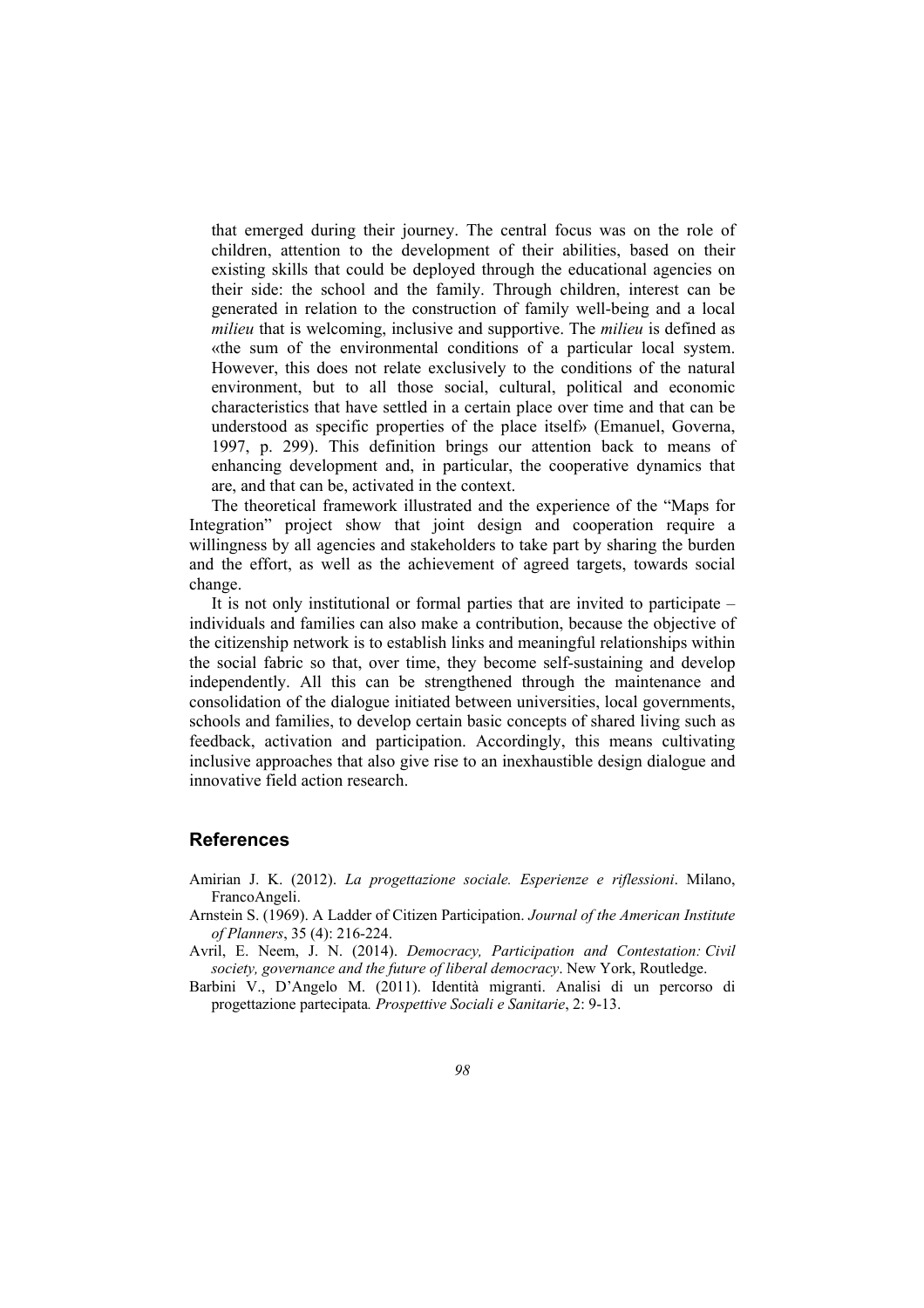that emerged during their journey. The central focus was on the role of children, attention to the development of their abilities, based on their existing skills that could be deployed through the educational agencies on their side: the school and the family. Through children, interest can be generated in relation to the construction of family well-being and a local *milieu* that is welcoming, inclusive and supportive. The *milieu* is defined as «the sum of the environmental conditions of a particular local system. However, this does not relate exclusively to the conditions of the natural environment, but to all those social, cultural, political and economic characteristics that have settled in a certain place over time and that can be understood as specific properties of the place itself» (Emanuel, Governa, 1997, p. 299). This definition brings our attention back to means of enhancing development and, in particular, the cooperative dynamics that are, and that can be, activated in the context.

The theoretical framework illustrated and the experience of the "Maps for Integration" project show that joint design and cooperation require a willingness by all agencies and stakeholders to take part by sharing the burden and the effort, as well as the achievement of agreed targets, towards social change.

It is not only institutional or formal parties that are invited to participate – individuals and families can also make a contribution, because the objective of the citizenship network is to establish links and meaningful relationships within the social fabric so that, over time, they become self-sustaining and develop independently. All this can be strengthened through the maintenance and consolidation of the dialogue initiated between universities, local governments, schools and families, to develop certain basic concepts of shared living such as feedback, activation and participation. Accordingly, this means cultivating inclusive approaches that also give rise to an inexhaustible design dialogue and innovative field action research.

## References

Amirian J. K. (2012). *La progettazione sociale. Esperienze e riflessioni*. Milano, FrancoAngeli.

Arnstein S. (1969). A Ladder of Citizen Participation. *Journal of the American Institute of Planners*, 35 (4): 216-224.

Avril, E. Neem, J. N. (2014). *Democracy, Participation and Contestation: Civil society, governance and the future of liberal democracy*. New York, Routledge.

Barbini V., D'Angelo M. (2011). Identità migranti. Analisi di un percorso di progettazione partecipata. *Prospettive Sociali e Sanitarie*, 2: 9-13.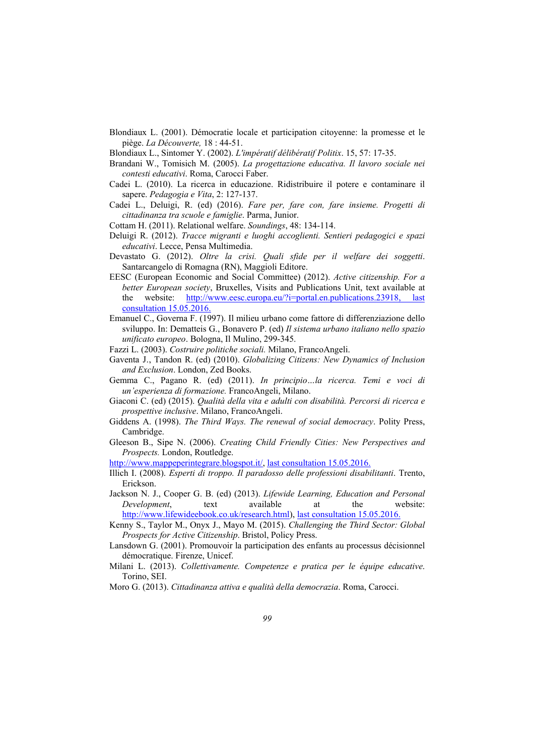Blondiaux L. (2001). Démocratie locale et participation citoyenne: la promesse et le piège. *La Découverte,* 18 : 44-51.

Blondiaux L., Sintomer Y. (2002). *L'impératif délibératif Politix*. 15, 57: 17-35.

Brandani W., Tomisich M. (2005). *La progettazione educativa. Il lavoro sociale nei contesti educativi*. Roma, Carocci Faber.

Cadei L. (2010). La ricerca in educazione. Ridistribuire il potere e contaminare il sapere. *Pedagogia e Vita*, 2: 127-137.

Cadei L., Deluigi, R. (ed) (2016). *Fare per, fare con, fare insieme. Progetti di cittadinanza tra scuole e famiglie*. Parma, Junior.

Cottam H. (2011). Relational welfare. *Soundings*, 48: 134-114.

Deluigi R. (2012). *Tracce migranti e luoghi accoglienti. Sentieri pedagogici e spazi educativi*. Lecce, Pensa Multimedia.

Devastato G. (2012). *Oltre la crisi. Quali sfide per il welfare dei soggetti*. Santarcangelo di Romagna (RN), Maggioli Editore.

EESC (European Economic and Social Committee) (2012). *Active citizenship. For a better European society*, Bruxelles, Visits and Publications Unit, text available at the website: http://www.eesc.europa.eu/?i=portal.en.publications.23918, last consultation 15.05.2016.

Emanuel C., Governa F. (1997). Il milieu urbano come fattore di differenziazione dello sviluppo. In: Dematteis G., Bonavero P. (ed) *Il sistema urbano italiano nello spazio unificato europeo*. Bologna, Il Mulino, 299-345.

Fazzi L. (2003). *Costruire politiche sociali.* Milano, FrancoAngeli.

Gaventa J., Tandon R. (ed) (2010). *Globalizing Citizens: New Dynamics of Inclusion and Exclusion*. London, Zed Books.

Gemma C., Pagano R. (ed) (2011). *In principio…la ricerca. Temi e voci di un'esperienza di formazione.* FrancoAngeli, Milano.

Giaconi C. (ed) (2015). *Qualità della vita e adulti con disabilità. Percorsi di ricerca e prospettive inclusive*. Milano, FrancoAngeli.

Giddens A. (1998). *The Third Ways. The renewal of social democracy*. Polity Press, Cambridge.

Gleeson B., Sipe N. (2006). *Creating Child Friendly Cities: New Perspectives and Prospects.* London, Routledge.

http://www.mappeperintegrare.blogspot.it/, last consultation 15.05.2016.

Illich I. (2008). *Esperti di troppo. Il paradosso delle professioni disabilitanti*. Trento, Erickson.

Jackson N. J., Cooper G. B. (ed) (2013). *Lifewide Learning, Education and Personal Development*, text available at the website: http://www.lifewideebook.co.uk/research.html), last consultation 15.05.2016.

Kenny S., Taylor M., Onyx J., Mayo M. (2015). *Challenging the Third Sector: Global Prospects for Active Citizenship*. Bristol, Policy Press.

Lansdown G. (2001). Promouvoir la participation des enfants au processus décisionnel démocratique. Firenze, Unicef.

Milani L. (2013). *Collettivamente. Competenze e pratica per le équipe educative*. Torino, SEI.

Moro G. (2013). *Cittadinanza attiva e qualità della democrazia*. Roma, Carocci.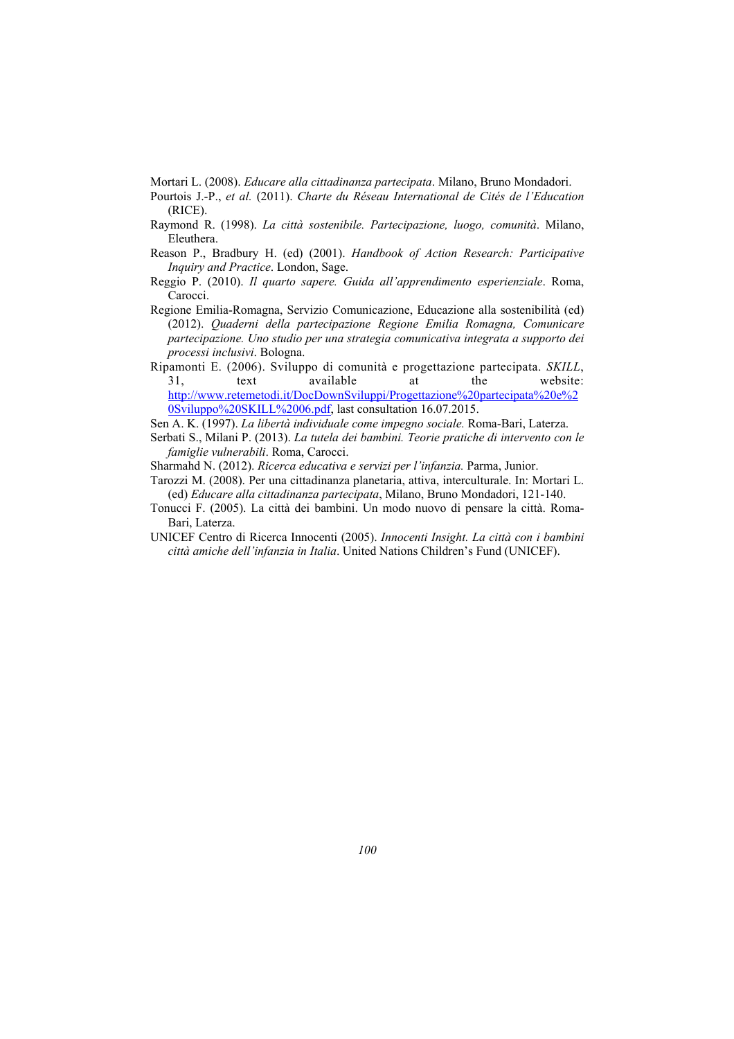Mortari L. (2008). *Educare alla cittadinanza partecipata*. Milano, Bruno Mondadori.

Pourtois J.-P., *et al.* (2011). *Charte du Réseau International de Cités de l'Education* (RICE).

Raymond R. (1998). *La città sostenibile. Partecipazione, luogo, comunità*. Milano, Eleuthera.

Reason P., Bradbury H. (ed) (2001). *Handbook of Action Research: Participative Inquiry and Practice*. London, Sage.

Reggio P. (2010). *Il quarto sapere. Guida all'apprendimento esperienziale*. Roma, Carocci.

Regione Emilia-Romagna, Servizio Comunicazione, Educazione alla sostenibilità (ed) (2012). *Quaderni della partecipazione Regione Emilia Romagna, Comunicare partecipazione. Uno studio per una strategia comunicativa integrata a supporto dei processi inclusivi*. Bologna.

Ripamonti E. (2006). Sviluppo di comunità e progettazione partecipata. *SKILL*, 31, text available at the website: http://www.retemetodi.it/DocDownSviluppi/Progettazione%20partecipata%20e%20Sviluppo%20SKILL%2006.pdf, last consultation 16.07.2015.

Sen A. K. (1997). *La libertà individuale come impegno sociale.* Roma-Bari, Laterza.

Serbati S., Milani P. (2013). *La tutela dei bambini. Teorie pratiche di intervento con le famiglie vulnerabili*. Roma, Carocci.

Sharmahd N. (2012). *Ricerca educativa e servizi per l'infanzia.* Parma, Junior.

Tarozzi M. (2008). Per una cittadinanza planetaria, attiva, interculturale. In: Mortari L. (ed) *Educare alla cittadinanza partecipata*, Milano, Bruno Mondadori, 121-140.

Tonucci F. (2005). La città dei bambini. Un modo nuovo di pensare la città. Roma-Bari, Laterza.

UNICEF Centro di Ricerca Innocenti (2005). *Innocenti Insight. La città con i bambini città amiche dell'infanzia in Italia*. United Nations Children's Fund (UNICEF).